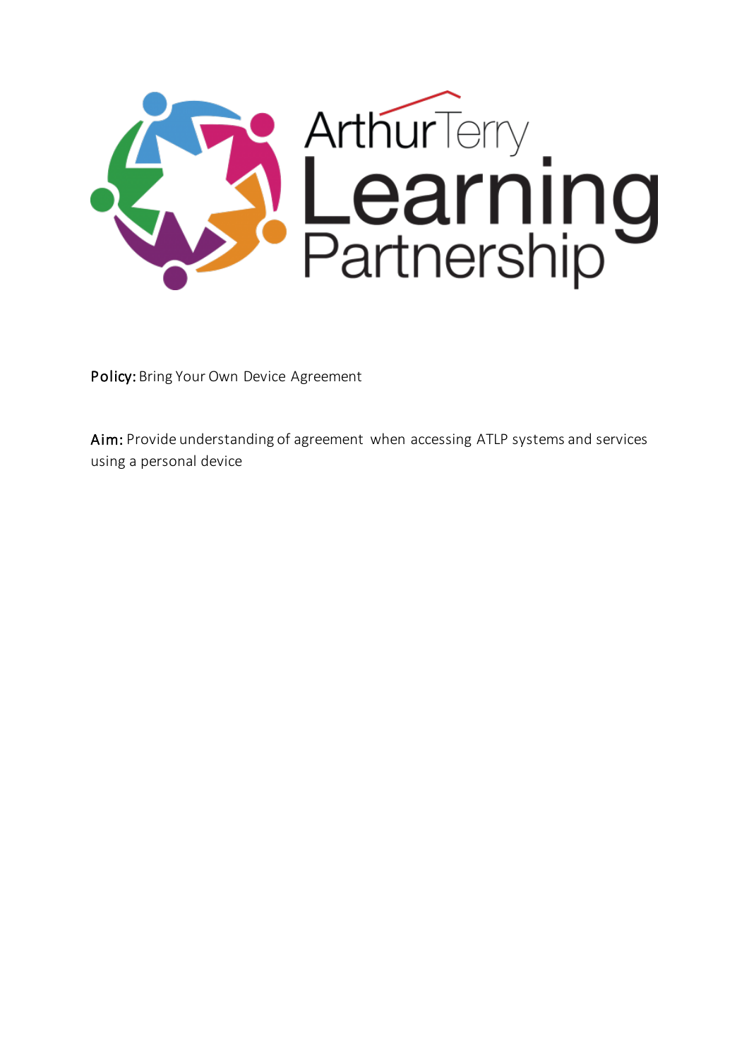Arthur Terry Learning Partnership

**Policy:** Bring Your Own Device Agreement

**Aim:** Provide understanding of agreement when accessing ATLP systems and services using a personal device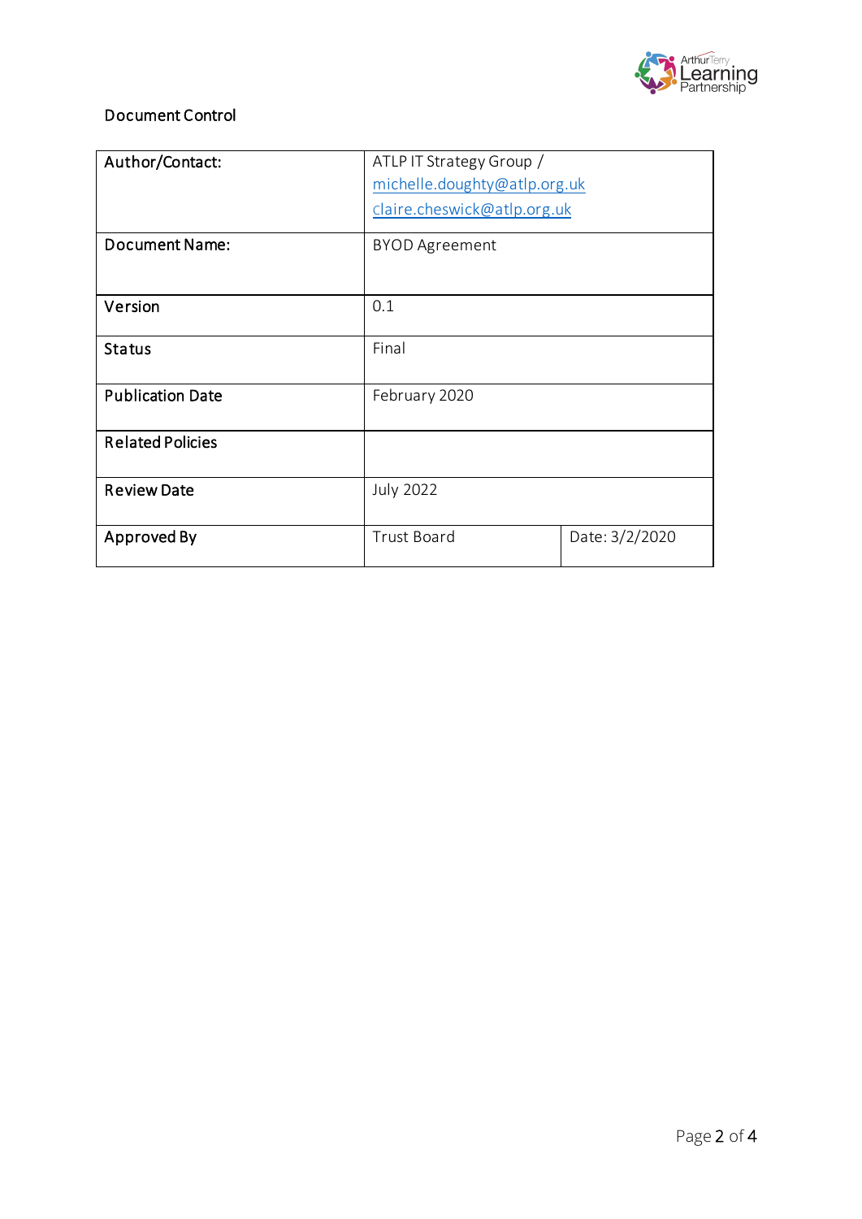Document Control

| Author/Contact: | ATLP IT Strategy Group / michelle.doughty@atlp.org.uk claire.cheswick@atlp.org.uk | |
|---|---|---|
| Document Name: | BYOD Agreement | |
| Version | 0.1 | |
| Status | Final | |
| Publication Date | February 2020 | |
| Related Policies | | |
| Review Date | July 2022 | |
| Approved By | Trust Board | Date: 3/2/2020 |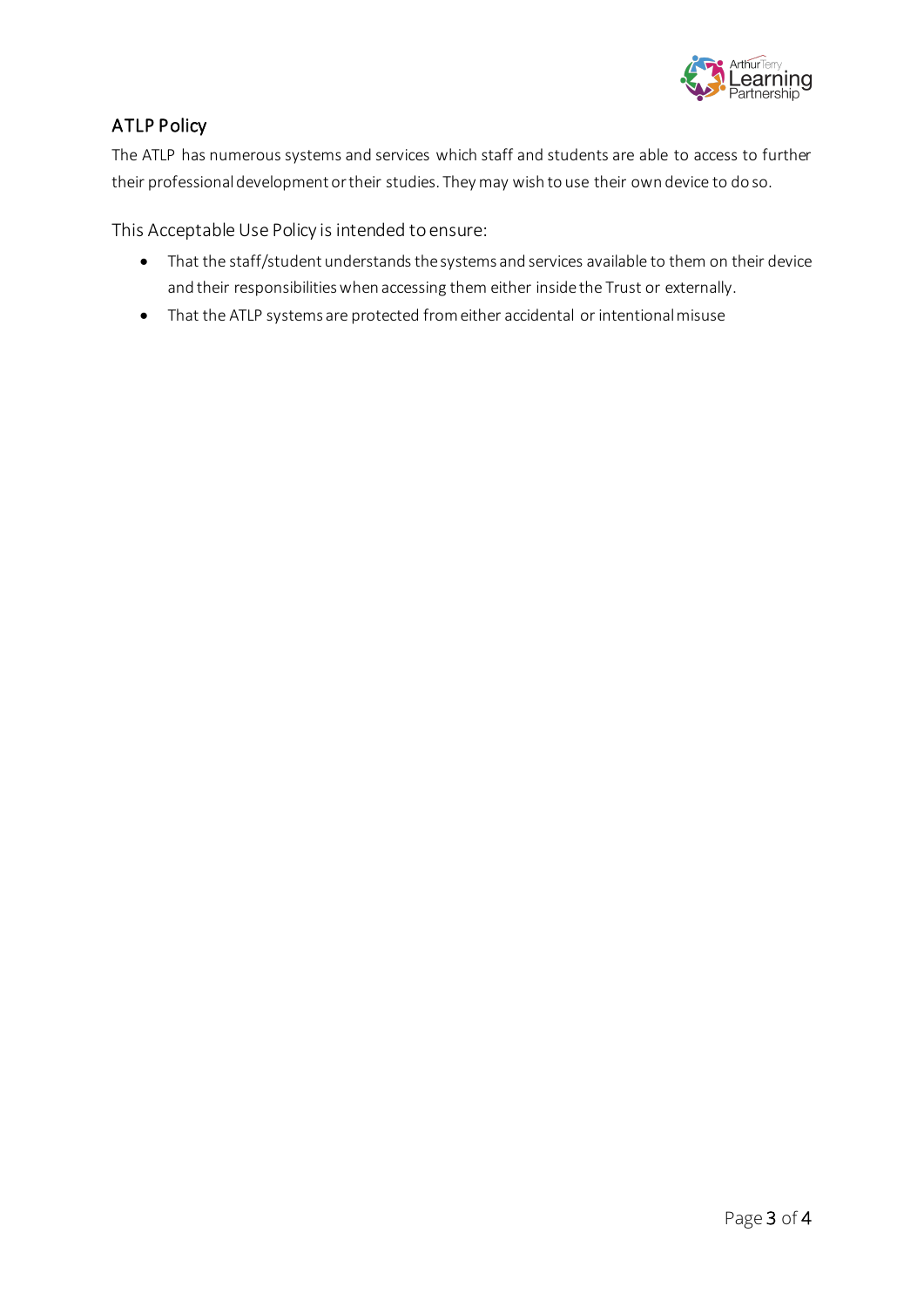## ATLP Policy

The ATLP has numerous systems and services which staff and students are able to access to further their professional development or their studies. They may wish to use their own device to do so.

This Acceptable Use Policy is intended to ensure:

- That the staff/student understands the systems and services available to them on their device and their responsibilities when accessing them either inside the Trust or externally.
- That the ATLP systems are protected from either accidental or intentional misuse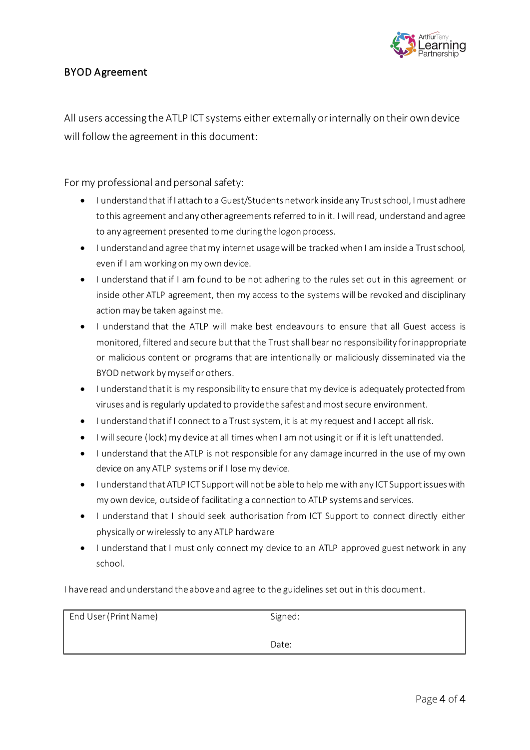## BYOD Agreement

All users accessing the ATLP ICT systems either externally or internally on their own device will follow the agreement in this document:

For my professional and personal safety:

- I understand that if I attach to a Guest/Students network inside any Trust school, I must adhere to this agreement and any other agreements referred to in it. I will read, understand and agree to any agreement presented to me during the logon process.
- I understand and agree that my internet usage will be tracked when I am inside a Trust school, even if I am working on my own device.
- I understand that if I am found to be not adhering to the rules set out in this agreement or inside other ATLP agreement, then my access to the systems will be revoked and disciplinary action may be taken against me.
- I understand that the ATLP will make best endeavours to ensure that all Guest access is monitored, filtered and secure but that the Trust shall bear no responsibility for inappropriate or malicious content or programs that are intentionally or maliciously disseminated via the BYOD network by myself or others.
- I understand that it is my responsibility to ensure that my device is adequately protected from viruses and is regularly updated to provide the safest and most secure environment.
- I understand that if I connect to a Trust system, it is at my request and I accept all risk.
- I will secure (lock) my device at all times when I am not using it or if it is left unattended.
- I understand that the ATLP is not responsible for any damage incurred in the use of my own device on any ATLP systems or if I lose my device.
- I understand that ATLP ICT Support will not be able to help me with any ICT Support issues with my own device, outside of facilitating a connection to ATLP systems and services.
- I understand that I should seek authorisation from ICT Support to connect directly either physically or wirelessly to any ATLP hardware
- I understand that I must only connect my device to an ATLP approved guest network in any school.

I have read and understand the above and agree to the guidelines set out in this document.

| | |
|---|---|
| End User (Print Name) | Signed:<br><br>Date: |